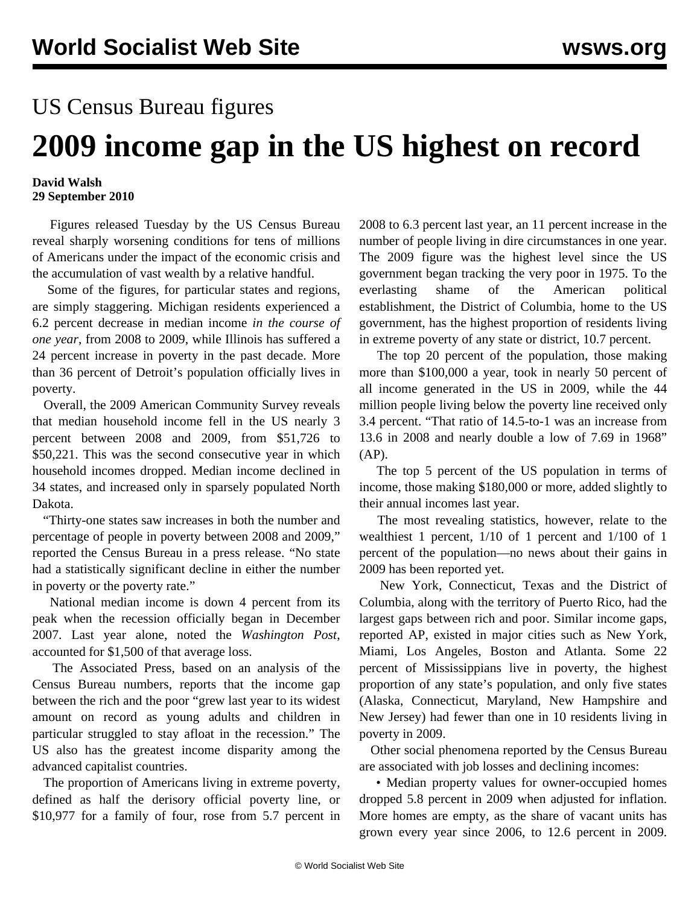US Census Bureau figures

# 2009 income gap in the US highest on record

**David Walsh**
**29 September 2010**

Figures released Tuesday by the US Census Bureau reveal sharply worsening conditions for tens of millions of Americans under the impact of the economic crisis and the accumulation of vast wealth by a relative handful.

Some of the figures, for particular states and regions, are simply staggering. Michigan residents experienced a 6.2 percent decrease in median income *in the course of one year*, from 2008 to 2009, while Illinois has suffered a 24 percent increase in poverty in the past decade. More than 36 percent of Detroit's population officially lives in poverty.

Overall, the 2009 American Community Survey reveals that median household income fell in the US nearly 3 percent between 2008 and 2009, from $51,726 to $50,221. This was the second consecutive year in which household incomes dropped. Median income declined in 34 states, and increased only in sparsely populated North Dakota.

"Thirty-one states saw increases in both the number and percentage of people in poverty between 2008 and 2009," reported the Census Bureau in a press release. "No state had a statistically significant decline in either the number in poverty or the poverty rate."

National median income is down 4 percent from its peak when the recession officially began in December 2007. Last year alone, noted the *Washington Post*, accounted for $1,500 of that average loss.

The Associated Press, based on an analysis of the Census Bureau numbers, reports that the income gap between the rich and the poor "grew last year to its widest amount on record as young adults and children in particular struggled to stay afloat in the recession." The US also has the greatest income disparity among the advanced capitalist countries.

The proportion of Americans living in extreme poverty, defined as half the derisory official poverty line, or $10,977 for a family of four, rose from 5.7 percent in 2008 to 6.3 percent last year, an 11 percent increase in the number of people living in dire circumstances in one year. The 2009 figure was the highest level since the US government began tracking the very poor in 1975. To the everlasting shame of the American political establishment, the District of Columbia, home to the US government, has the highest proportion of residents living in extreme poverty of any state or district, 10.7 percent.

The top 20 percent of the population, those making more than $100,000 a year, took in nearly 50 percent of all income generated in the US in 2009, while the 44 million people living below the poverty line received only 3.4 percent. "That ratio of 14.5-to-1 was an increase from 13.6 in 2008 and nearly double a low of 7.69 in 1968" (AP).

The top 5 percent of the US population in terms of income, those making $180,000 or more, added slightly to their annual incomes last year.

The most revealing statistics, however, relate to the wealthiest 1 percent, 1/10 of 1 percent and 1/100 of 1 percent of the population—no news about their gains in 2009 has been reported yet.

New York, Connecticut, Texas and the District of Columbia, along with the territory of Puerto Rico, had the largest gaps between rich and poor. Similar income gaps, reported AP, existed in major cities such as New York, Miami, Los Angeles, Boston and Atlanta. Some 22 percent of Mississippians live in poverty, the highest proportion of any state's population, and only five states (Alaska, Connecticut, Maryland, New Hampshire and New Jersey) had fewer than one in 10 residents living in poverty in 2009.

Other social phenomena reported by the Census Bureau are associated with job losses and declining incomes:

• Median property values for owner-occupied homes dropped 5.8 percent in 2009 when adjusted for inflation. More homes are empty, as the share of vacant units has grown every year since 2006, to 12.6 percent in 2009.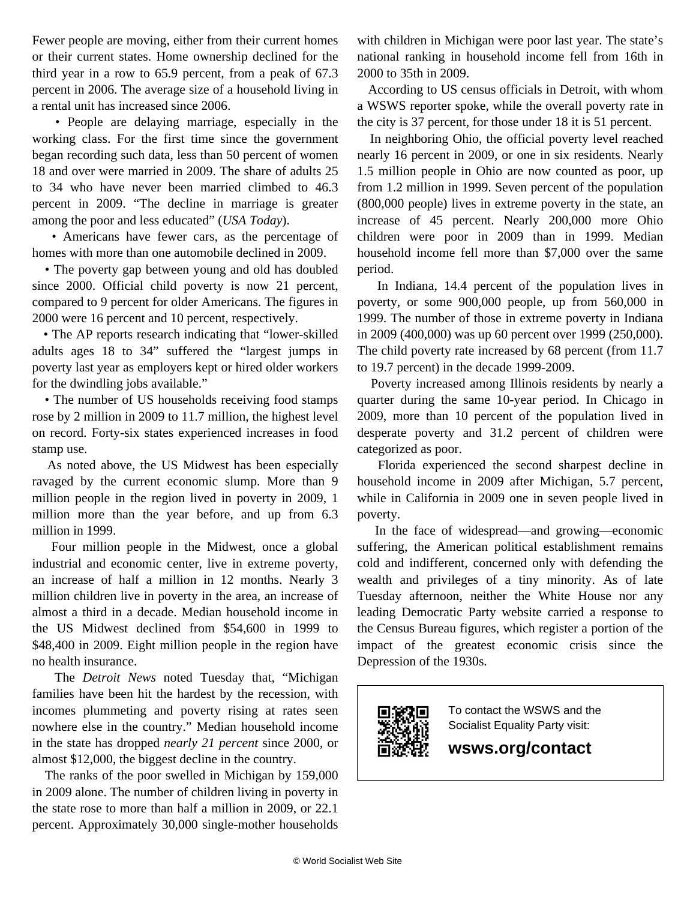Fewer people are moving, either from their current homes or their current states. Home ownership declined for the third year in a row to 65.9 percent, from a peak of 67.3 percent in 2006. The average size of a household living in a rental unit has increased since 2006.

• People are delaying marriage, especially in the working class. For the first time since the government began recording such data, less than 50 percent of women 18 and over were married in 2009. The share of adults 25 to 34 who have never been married climbed to 46.3 percent in 2009. "The decline in marriage is greater among the poor and less educated" (*USA Today*).

• Americans have fewer cars, as the percentage of homes with more than one automobile declined in 2009.

• The poverty gap between young and old has doubled since 2000. Official child poverty is now 21 percent, compared to 9 percent for older Americans. The figures in 2000 were 16 percent and 10 percent, respectively.

• The AP reports research indicating that "lower-skilled adults ages 18 to 34" suffered the "largest jumps in poverty last year as employers kept or hired older workers for the dwindling jobs available."

• The number of US households receiving food stamps rose by 2 million in 2009 to 11.7 million, the highest level on record. Forty-six states experienced increases in food stamp use.

As noted above, the US Midwest has been especially ravaged by the current economic slump. More than 9 million people in the region lived in poverty in 2009, 1 million more than the year before, and up from 6.3 million in 1999.

Four million people in the Midwest, once a global industrial and economic center, live in extreme poverty, an increase of half a million in 12 months. Nearly 3 million children live in poverty in the area, an increase of almost a third in a decade. Median household income in the US Midwest declined from $54,600 in 1999 to $48,400 in 2009. Eight million people in the region have no health insurance.

The *Detroit News* noted Tuesday that, "Michigan families have been hit the hardest by the recession, with incomes plummeting and poverty rising at rates seen nowhere else in the country." Median household income in the state has dropped *nearly 21 percent* since 2000, or almost $12,000, the biggest decline in the country.

The ranks of the poor swelled in Michigan by 159,000 in 2009 alone. The number of children living in poverty in the state rose to more than half a million in 2009, or 22.1 percent. Approximately 30,000 single-mother households with children in Michigan were poor last year. The state's national ranking in household income fell from 16th in 2000 to 35th in 2009.

According to US census officials in Detroit, with whom a WSWS reporter spoke, while the overall poverty rate in the city is 37 percent, for those under 18 it is 51 percent.

In neighboring Ohio, the official poverty level reached nearly 16 percent in 2009, or one in six residents. Nearly 1.5 million people in Ohio are now counted as poor, up from 1.2 million in 1999. Seven percent of the population (800,000 people) lives in extreme poverty in the state, an increase of 45 percent. Nearly 200,000 more Ohio children were poor in 2009 than in 1999. Median household income fell more than $7,000 over the same period.

In Indiana, 14.4 percent of the population lives in poverty, or some 900,000 people, up from 560,000 in 1999. The number of those in extreme poverty in Indiana in 2009 (400,000) was up 60 percent over 1999 (250,000). The child poverty rate increased by 68 percent (from 11.7 to 19.7 percent) in the decade 1999-2009.

Poverty increased among Illinois residents by nearly a quarter during the same 10-year period. In Chicago in 2009, more than 10 percent of the population lived in desperate poverty and 31.2 percent of children were categorized as poor.

Florida experienced the second sharpest decline in household income in 2009 after Michigan, 5.7 percent, while in California in 2009 one in seven people lived in poverty.

In the face of widespread—and growing—economic suffering, the American political establishment remains cold and indifferent, concerned only with defending the wealth and privileges of a tiny minority. As of late Tuesday afternoon, neither the White House nor any leading Democratic Party website carried a response to the Census Bureau figures, which register a portion of the impact of the greatest economic crisis since the Depression of the 1930s.

To contact the WSWS and the Socialist Equality Party visit:

**wsws.org/contact**